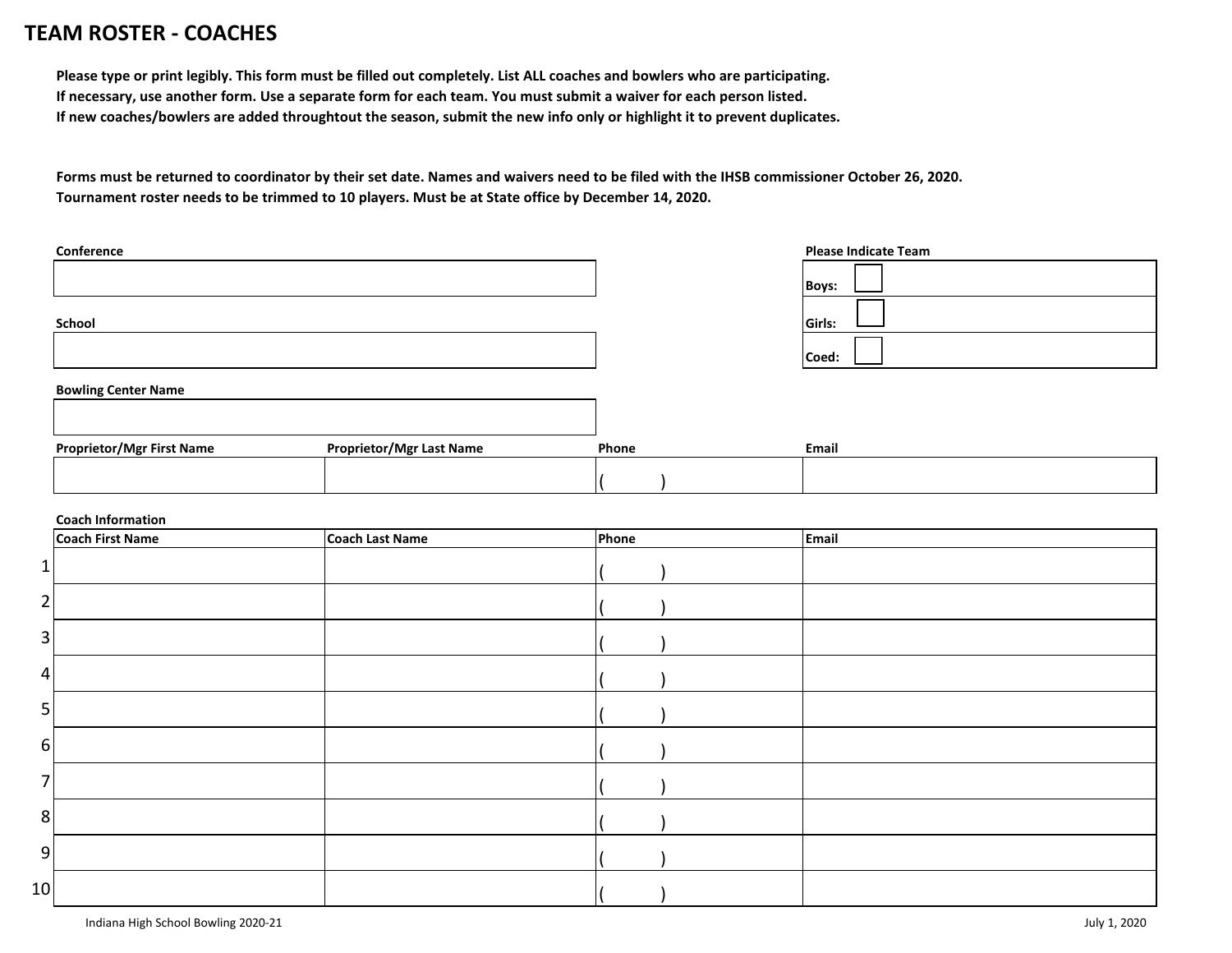# TEAM ROSTER - COACHES

**Please type or print legibly. This form must be filled out completely. List ALL coaches and bowlers who are participating.**
**If necessary, use another form. Use a separate form for each team. You must submit a waiver for each person listed.**
**If new coaches/bowlers are added throughtout the season, submit the new info only or highlight it to prevent duplicates.**

**Forms must be returned to coordinator by their set date. Names and waivers need to be filed with the IHSB commissioner October 26, 2020.**
**Tournament roster needs to be trimmed to 10 players. Must be at State office by December 14, 2020.**

| Conference | |
|---|---|
| | |

| School | |
|---|---|
| | |

| Please Indicate Team | |
|---|---|
| Boys: | ☐ |
| Girls: | ☐ |
| Coed: | ☐ |

| Bowling Center Name |
|---|
| |

| Proprietor/Mgr First Name | Proprietor/Mgr Last Name | Phone | Email |
|---|---|---|---|
| | | (    ) | |

**Coach Information**

| | Coach First Name | Coach Last Name | Phone | Email |
|---|---|---|---|---|
| 1 | | | (    ) | |
| 2 | | | (    ) | |
| 3 | | | (    ) | |
| 4 | | | (    ) | |
| 5 | | | (    ) | |
| 6 | | | (    ) | |
| 7 | | | (    ) | |
| 8 | | | (    ) | |
| 9 | | | (    ) | |
| 10 | | | (    ) | |

Indiana High School Bowling 2020-21 | July 1, 2020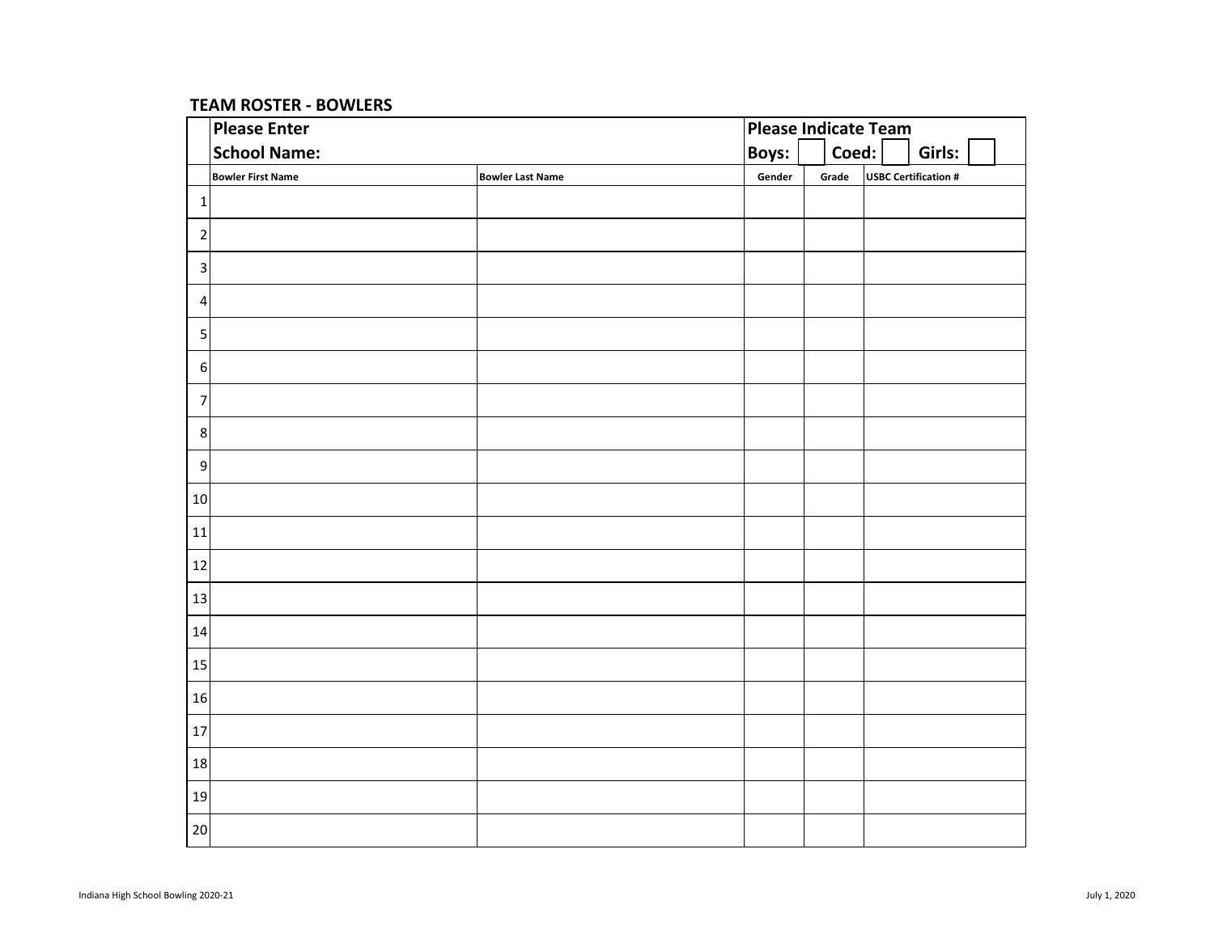## TEAM ROSTER - BOWLERS

| | Please Enter School Name: | | Please Indicate Team Boys: ☐ Coed: ☐ Girls: ☐ | | |
|---|---|---|---|---|---|
| | **Bowler First Name** | **Bowler Last Name** | **Gender** | **Grade** | **USBC Certification #** |
| 1 | | | | | |
| 2 | | | | | |
| 3 | | | | | |
| 4 | | | | | |
| 5 | | | | | |
| 6 | | | | | |
| 7 | | | | | |
| 8 | | | | | |
| 9 | | | | | |
| 10 | | | | | |
| 11 | | | | | |
| 12 | | | | | |
| 13 | | | | | |
| 14 | | | | | |
| 15 | | | | | |
| 16 | | | | | |
| 17 | | | | | |
| 18 | | | | | |
| 19 | | | | | |
| 20 | | | | | |